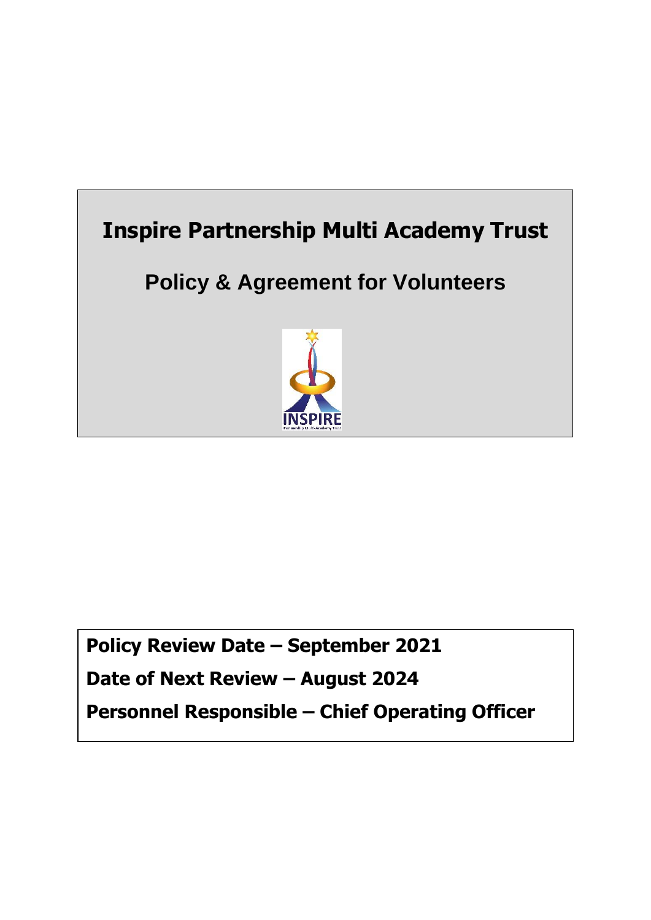# Inspire Partnership Multi Academy Trust

## Policy & Agreement for Volunteers

**Policy Review Date – September 2021**

**Date of Next Review – August 2024**

**Personnel Responsible – Chief Operating Officer**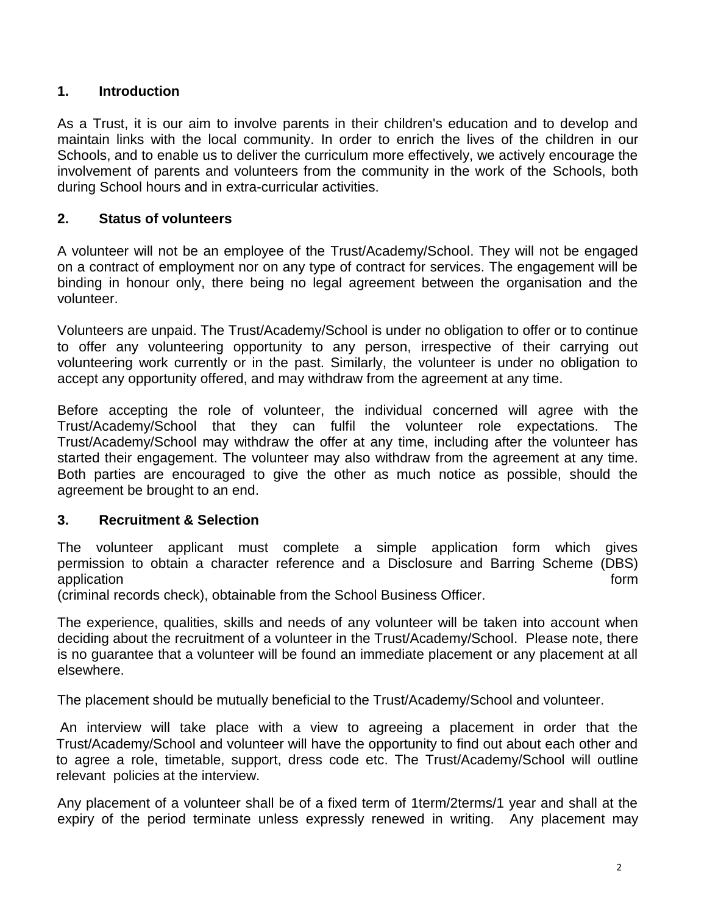## 1. Introduction

As a Trust, it is our aim to involve parents in their children's education and to develop and maintain links with the local community. In order to enrich the lives of the children in our Schools, and to enable us to deliver the curriculum more effectively, we actively encourage the involvement of parents and volunteers from the community in the work of the Schools, both during School hours and in extra-curricular activities.

## 2. Status of volunteers

A volunteer will not be an employee of the Trust/Academy/School. They will not be engaged on a contract of employment nor on any type of contract for services. The engagement will be binding in honour only, there being no legal agreement between the organisation and the volunteer.

Volunteers are unpaid. The Trust/Academy/School is under no obligation to offer or to continue to offer any volunteering opportunity to any person, irrespective of their carrying out volunteering work currently or in the past. Similarly, the volunteer is under no obligation to accept any opportunity offered, and may withdraw from the agreement at any time.

Before accepting the role of volunteer, the individual concerned will agree with the Trust/Academy/School that they can fulfil the volunteer role expectations. The Trust/Academy/School may withdraw the offer at any time, including after the volunteer has started their engagement. The volunteer may also withdraw from the agreement at any time. Both parties are encouraged to give the other as much notice as possible, should the agreement be brought to an end.

## 3. Recruitment & Selection

The volunteer applicant must complete a simple application form which gives permission to obtain a character reference and a Disclosure and Barring Scheme (DBS) application form (criminal records check), obtainable from the School Business Officer.

The experience, qualities, skills and needs of any volunteer will be taken into account when deciding about the recruitment of a volunteer in the Trust/Academy/School. Please note, there is no guarantee that a volunteer will be found an immediate placement or any placement at all elsewhere.

The placement should be mutually beneficial to the Trust/Academy/School and volunteer.

An interview will take place with a view to agreeing a placement in order that the Trust/Academy/School and volunteer will have the opportunity to find out about each other and to agree a role, timetable, support, dress code etc. The Trust/Academy/School will outline relevant policies at the interview.

Any placement of a volunteer shall be of a fixed term of 1term/2terms/1 year and shall at the expiry of the period terminate unless expressly renewed in writing. Any placement may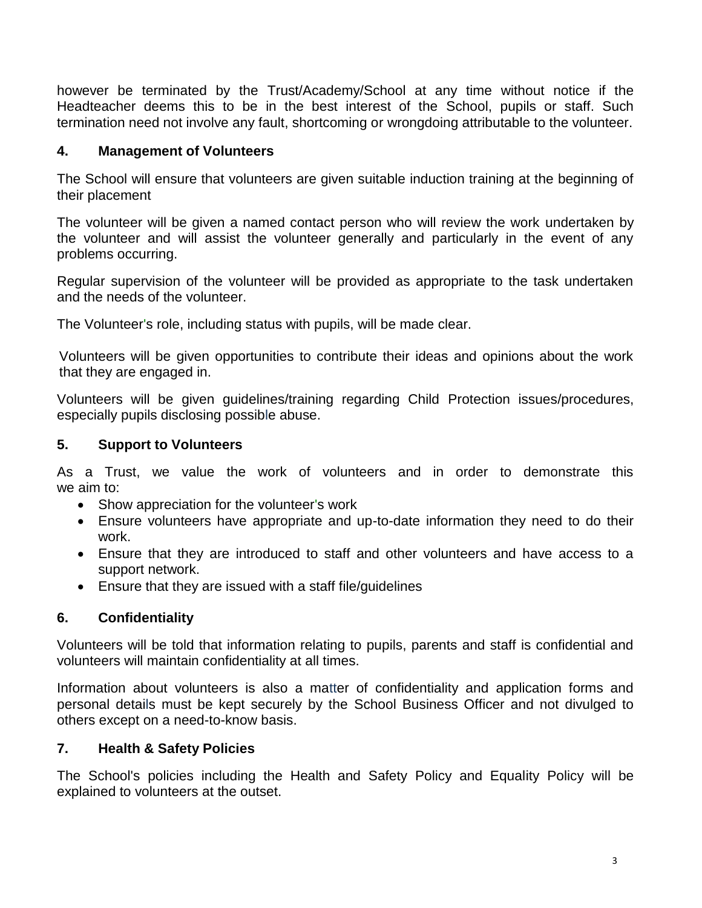however be terminated by the Trust/Academy/School at any time without notice if the Headteacher deems this to be in the best interest of the School, pupils or staff. Such termination need not involve any fault, shortcoming or wrongdoing attributable to the volunteer.

## 4. Management of Volunteers

The School will ensure that volunteers are given suitable induction training at the beginning of their placement

The volunteer will be given a named contact person who will review the work undertaken by the volunteer and will assist the volunteer generally and particularly in the event of any problems occurring.

Regular supervision of the volunteer will be provided as appropriate to the task undertaken and the needs of the volunteer.

The Volunteer's role, including status with pupils, will be made clear.

Volunteers will be given opportunities to contribute their ideas and opinions about the work that they are engaged in.

Volunteers will be given guidelines/training regarding Child Protection issues/procedures, especially pupils disclosing possible abuse.

## 5. Support to Volunteers

As a Trust, we value the work of volunteers and in order to demonstrate this we aim to:

- Show appreciation for the volunteer's work
- Ensure volunteers have appropriate and up-to-date information they need to do their work.
- Ensure that they are introduced to staff and other volunteers and have access to a support network.
- Ensure that they are issued with a staff file/guidelines

## 6. Confidentiality

Volunteers will be told that information relating to pupils, parents and staff is confidential and volunteers will maintain confidentiality at all times.

Information about volunteers is also a matter of confidentiality and application forms and personal details must be kept securely by the School Business Officer and not divulged to others except on a need-to-know basis.

## 7. Health & Safety Policies

The School's policies including the Health and Safety Policy and Equality Policy will be explained to volunteers at the outset.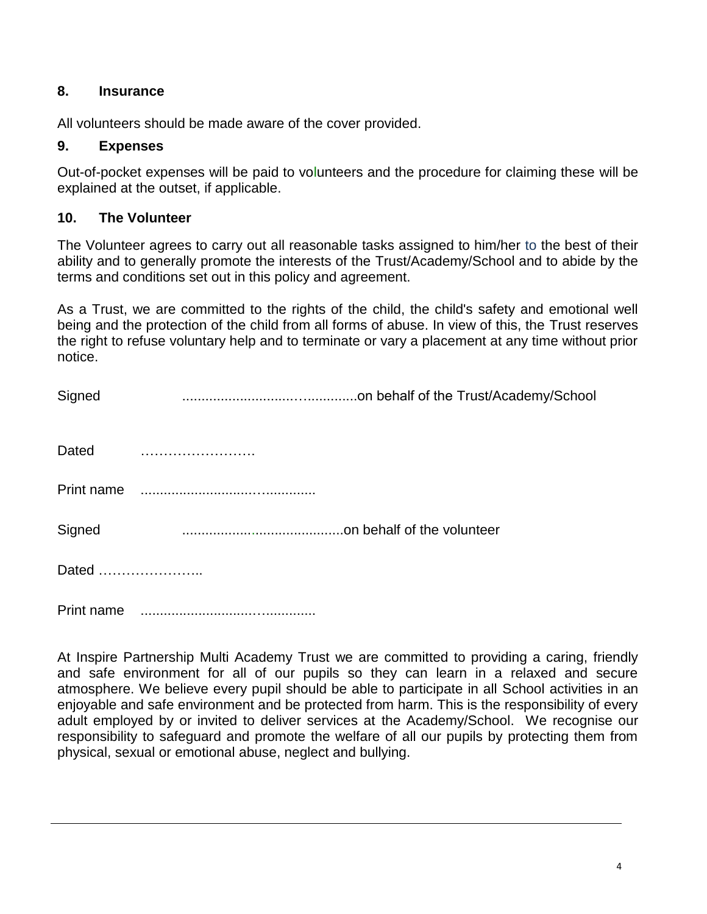## 8. Insurance

All volunteers should be made aware of the cover provided.

## 9. Expenses

Out-of-pocket expenses will be paid to volunteers and the procedure for claiming these will be explained at the outset, if applicable.

## 10. The Volunteer

The Volunteer agrees to carry out all reasonable tasks assigned to him/her to the best of their ability and to generally promote the interests of the Trust/Academy/School and to abide by the terms and conditions set out in this policy and agreement.

As a Trust, we are committed to the rights of the child, the child's safety and emotional well being and the protection of the child from all forms of abuse. In view of this, the Trust reserves the right to refuse voluntary help and to terminate or vary a placement at any time without prior notice.

Signed ..........................................on behalf of the Trust/Academy/School

Dated …………………….

Print name ..........................................

Signed ..........................................on behalf of the volunteer

Dated …………………..

Print name ..........................................

At Inspire Partnership Multi Academy Trust we are committed to providing a caring, friendly and safe environment for all of our pupils so they can learn in a relaxed and secure atmosphere. We believe every pupil should be able to participate in all School activities in an enjoyable and safe environment and be protected from harm. This is the responsibility of every adult employed by or invited to deliver services at the Academy/School. We recognise our responsibility to safeguard and promote the welfare of all our pupils by protecting them from physical, sexual or emotional abuse, neglect and bullying.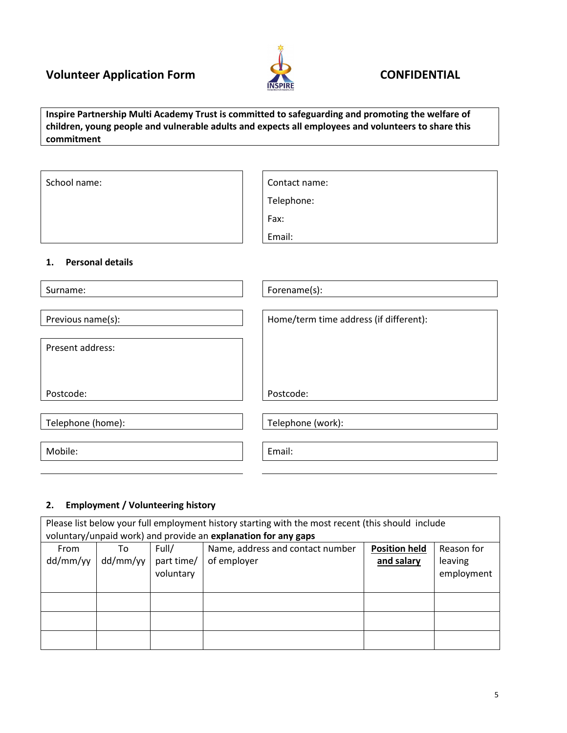**Volunteer Application Form** **CONFIDENTIAL**

**Inspire Partnership Multi Academy Trust is committed to safeguarding and promoting the welfare of children, young people and vulnerable adults and expects all employees and volunteers to share this commitment**

| School name: | Contact name:<br>Telephone:<br>Fax:<br>Email: |
|---|---|

## 1. Personal details

| Surname: | Forename(s): |
|---|---|
| Previous name(s): | Home/term time address (if different): |
| Present address:<br><br>Postcode: | Postcode: |
| Telephone (home): | Telephone (work): |
| Mobile: | Email: |

## 2. Employment / Volunteering history

Please list below your full employment history starting with the most recent (this should include voluntary/unpaid work) and provide an **explanation for any gaps**

| From dd/mm/yy | To dd/mm/yy | Full/ part time/ voluntary | Name, address and contact number of employer | **Position held and salary** | Reason for leaving employment |
|---|---|---|---|---|---|
| | | | | | |
| | | | | | |
| | | | | | |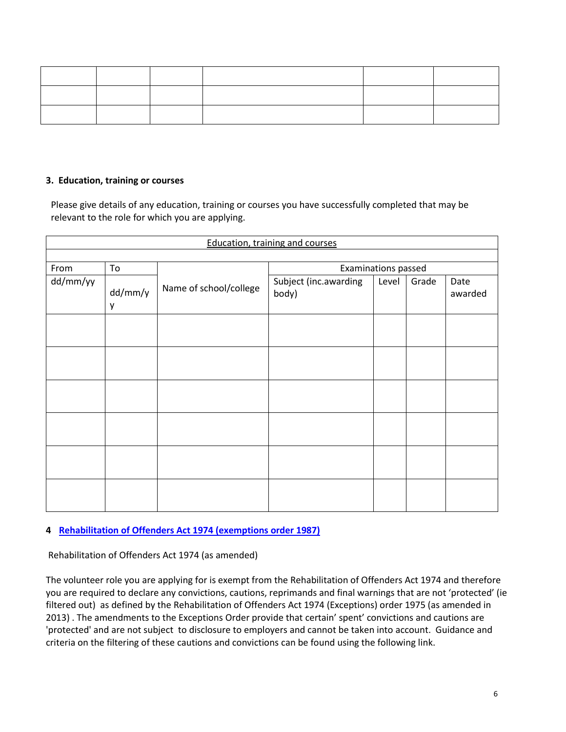| | | | | | |
|---|---|---|---|---|---|
| | | | | | |
| | | | | | |
| | | | | | |

### 3. Education, training or courses

Please give details of any education, training or courses you have successfully completed that may be relevant to the role for which you are applying.

| Education, training and courses | | | | | | |
|---|---|---|---|---|---|---|
| From | To | | Examinations passed | | | |
| dd/mm/yy | dd/mm/yy | Name of school/college | Subject (inc.awarding body) | Level | Grade | Date awarded |
| | | | | | | |
| | | | | | | |
| | | | | | | |
| | | | | | | |
| | | | | | | |
| | | | | | | |

### 4 [Rehabilitation of Offenders Act 1974 (exemptions order 1987)]

Rehabilitation of Offenders Act 1974 (as amended)

The volunteer role you are applying for is exempt from the Rehabilitation of Offenders Act 1974 and therefore you are required to declare any convictions, cautions, reprimands and final warnings that are not 'protected' (ie filtered out) as defined by the Rehabilitation of Offenders Act 1974 (Exceptions) order 1975 (as amended in 2013) . The amendments to the Exceptions Order provide that certain' spent' convictions and cautions are 'protected' and are not subject to disclosure to employers and cannot be taken into account. Guidance and criteria on the filtering of these cautions and convictions can be found using the following link.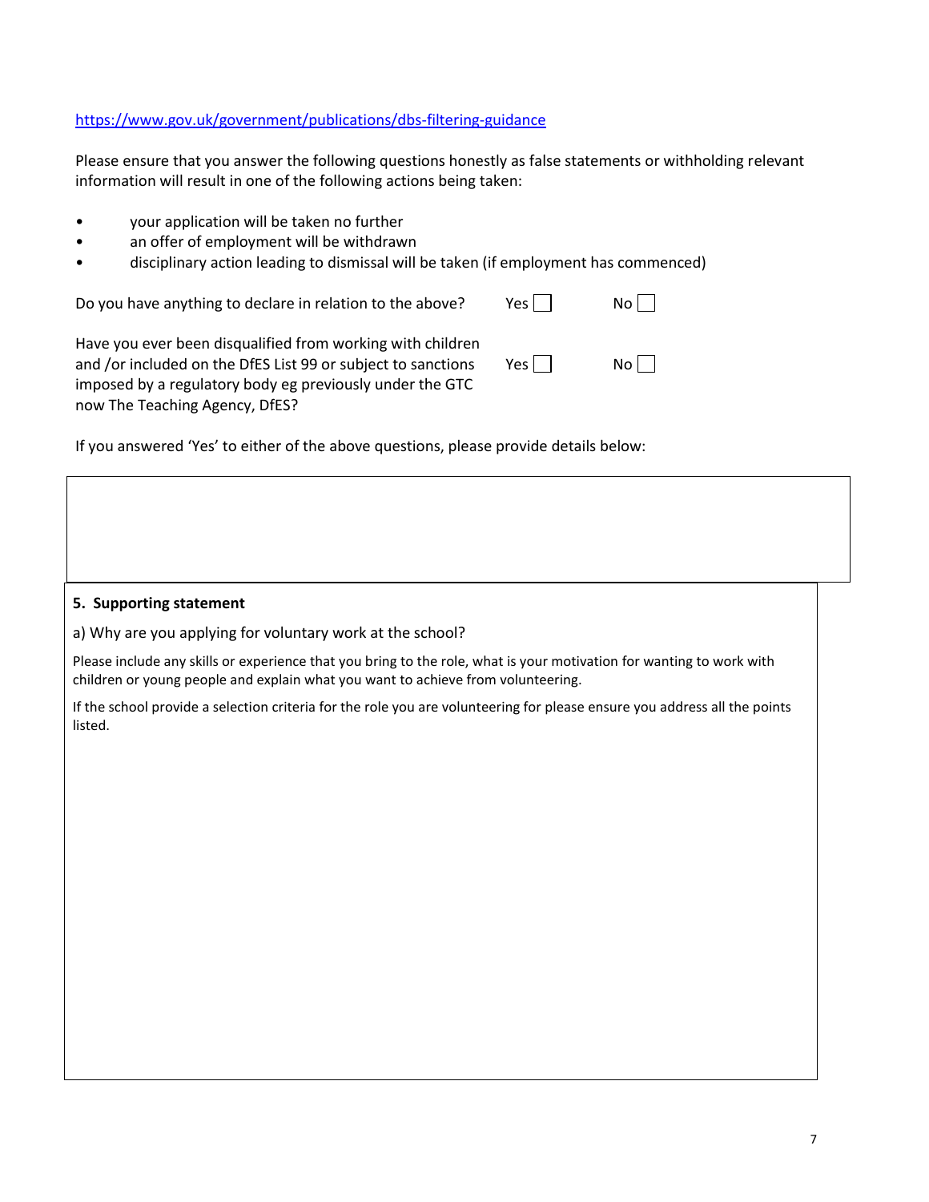https://www.gov.uk/government/publications/dbs-filtering-guidance

Please ensure that you answer the following questions honestly as false statements or withholding relevant information will result in one of the following actions being taken:

- your application will be taken no further
- an offer of employment will be withdrawn
- disciplinary action leading to dismissal will be taken (if employment has commenced)

Do you have anything to declare in relation to the above? Yes ☐ No ☐

Have you ever been disqualified from working with children and /or included on the DfES List 99 or subject to sanctions imposed by a regulatory body eg previously under the GTC now The Teaching Agency, DfES? Yes ☐ No ☐

If you answered 'Yes' to either of the above questions, please provide details below:

## 5. Supporting statement

a) Why are you applying for voluntary work at the school?

Please include any skills or experience that you bring to the role, what is your motivation for wanting to work with children or young people and explain what you want to achieve from volunteering.

If the school provide a selection criteria for the role you are volunteering for please ensure you address all the points listed.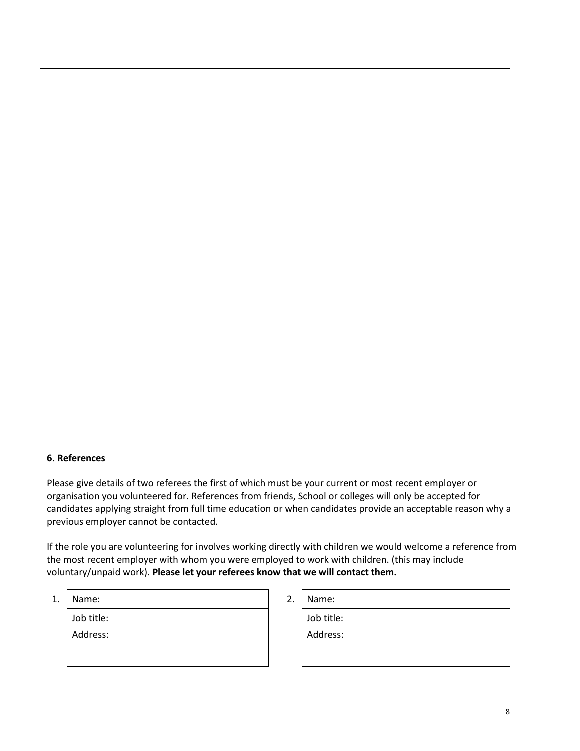**6. References**

Please give details of two referees the first of which must be your current or most recent employer or organisation you volunteered for. References from friends, School or colleges will only be accepted for candidates applying straight from full time education or when candidates provide an acceptable reason why a previous employer cannot be contacted.

If the role you are volunteering for involves working directly with children we would welcome a reference from the most recent employer with whom you were employed to work with children. (this may include voluntary/unpaid work). **Please let your referees know that we will contact them.**

| | 1. | | 2. |
|---|---|---|---|
| | Name: | | Name: |
| | Job title: | | Job title: |
| | Address: | | Address: |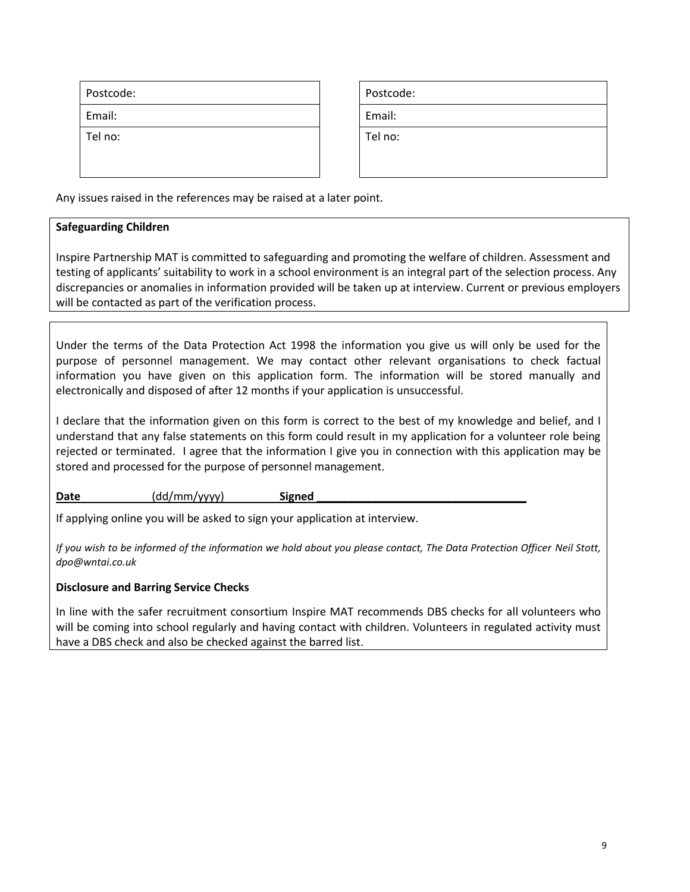| Postcode: | Postcode: |
| --- | --- |
| Email: | Email: |
| Tel no: | Tel no: |

Any issues raised in the references may be raised at a later point.

**Safeguarding Children**

Inspire Partnership MAT is committed to safeguarding and promoting the welfare of children. Assessment and testing of applicants' suitability to work in a school environment is an integral part of the selection process. Any discrepancies or anomalies in information provided will be taken up at interview. Current or previous employers will be contacted as part of the verification process.

Under the terms of the Data Protection Act 1998 the information you give us will only be used for the purpose of personnel management. We may contact other relevant organisations to check factual information you have given on this application form. The information will be stored manually and electronically and disposed of after 12 months if your application is unsuccessful.

I declare that the information given on this form is correct to the best of my knowledge and belief, and I understand that any false statements on this form could result in my application for a volunteer role being rejected or terminated. I agree that the information I give you in connection with this application may be stored and processed for the purpose of personnel management.

**Date** (dd/mm/yyyy) **Signed** ________________________________

If applying online you will be asked to sign your application at interview.

*If you wish to be informed of the information we hold about you please contact, The Data Protection Officer Neil Stott, dpo@wntai.co.uk*

**Disclosure and Barring Service Checks**

In line with the safer recruitment consortium Inspire MAT recommends DBS checks for all volunteers who will be coming into school regularly and having contact with children. Volunteers in regulated activity must have a DBS check and also be checked against the barred list.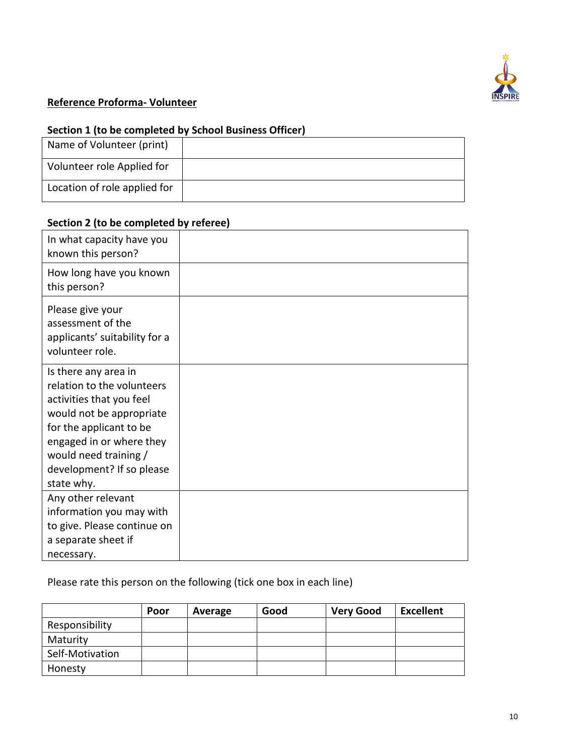**Reference Proforma- Volunteer**

**Section 1 (to be completed by School Business Officer)**

| Name of Volunteer (print) | |
|---|---|
| Volunteer role Applied for | |
| Location of role applied for | |

**Section 2 (to be completed by referee)**

| In what capacity have you known this person? | |
|---|---|
| How long have you known this person? | |
| Please give your assessment of the applicants' suitability for a volunteer role. | |
| Is there any area in relation to the volunteers activities that you feel would not be appropriate for the applicant to be engaged in or where they would need training / development? If so please state why. | |
| Any other relevant information you may with to give. Please continue on a separate sheet if necessary. | |

Please rate this person on the following (tick one box in each line)

| | **Poor** | **Average** | **Good** | **Very Good** | **Excellent** |
|---|---|---|---|---|---|
| Responsibility | | | | | |
| Maturity | | | | | |
| Self-Motivation | | | | | |
| Honesty | | | | | |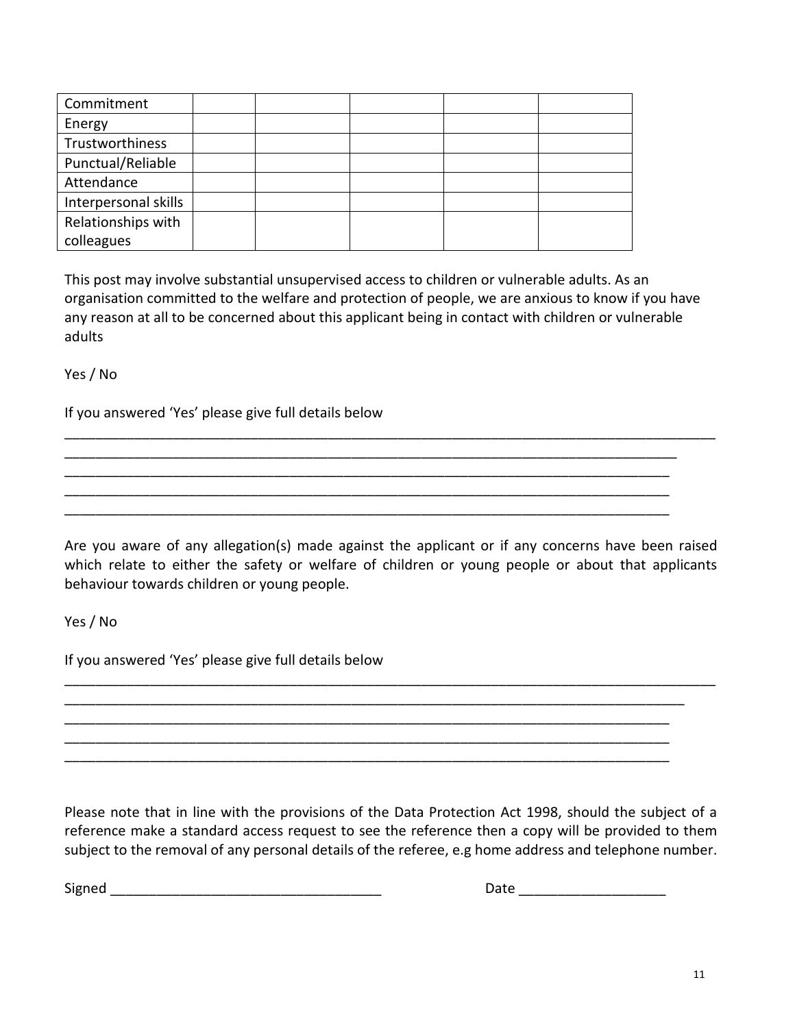| | | | | | |
|---|---|---|---|---|---|
| Commitment | | | | | |
| Energy | | | | | |
| Trustworthiness | | | | | |
| Punctual/Reliable | | | | | |
| Attendance | | | | | |
| Interpersonal skills | | | | | |
| Relationships with colleagues | | | | | |

This post may involve substantial unsupervised access to children or vulnerable adults. As an organisation committed to the welfare and protection of people, we are anxious to know if you have any reason at all to be concerned about this applicant being in contact with children or vulnerable adults

Yes / No

If you answered 'Yes' please give full details below

\_\_\_\_\_\_\_\_\_\_\_\_\_\_\_\_\_\_\_\_\_\_\_\_\_\_\_\_\_\_\_\_\_\_\_\_\_\_\_\_\_\_\_\_\_\_\_\_\_\_\_\_\_\_\_\_\_\_\_\_\_\_\_\_\_\_\_\_\_\_\_\_\_\_\_\_\_\_\_\_\_\_\_\_
\_\_\_\_\_\_\_\_\_\_\_\_\_\_\_\_\_\_\_\_\_\_\_\_\_\_\_\_\_\_\_\_\_\_\_\_\_\_\_\_\_\_\_\_\_\_\_\_\_\_\_\_\_\_\_\_\_\_\_\_\_\_\_\_\_\_\_\_\_\_\_\_\_\_\_\_\_\_\_\_\_\_\_\_
\_\_\_\_\_\_\_\_\_\_\_\_\_\_\_\_\_\_\_\_\_\_\_\_\_\_\_\_\_\_\_\_\_\_\_\_\_\_\_\_\_\_\_\_\_\_\_\_\_\_\_\_\_\_\_\_\_\_\_\_\_\_\_\_\_\_\_\_\_\_\_\_\_\_\_\_\_\_\_\_\_\_\_\_
\_\_\_\_\_\_\_\_\_\_\_\_\_\_\_\_\_\_\_\_\_\_\_\_\_\_\_\_\_\_\_\_\_\_\_\_\_\_\_\_\_\_\_\_\_\_\_\_\_\_\_\_\_\_\_\_\_\_\_\_\_\_\_\_\_\_\_\_\_\_\_\_\_\_\_\_\_\_\_\_\_\_\_\_
\_\_\_\_\_\_\_\_\_\_\_\_\_\_\_\_\_\_\_\_\_\_\_\_\_\_\_\_\_\_\_\_\_\_\_\_\_\_\_\_\_\_\_\_\_\_\_\_\_\_\_\_\_\_\_\_\_\_\_\_\_\_\_\_\_\_\_\_\_\_\_\_\_\_\_\_\_\_\_\_\_\_\_\_

Are you aware of any allegation(s) made against the applicant or if any concerns have been raised which relate to either the safety or welfare of children or young people or about that applicants behaviour towards children or young people.

Yes / No

If you answered 'Yes' please give full details below

\_\_\_\_\_\_\_\_\_\_\_\_\_\_\_\_\_\_\_\_\_\_\_\_\_\_\_\_\_\_\_\_\_\_\_\_\_\_\_\_\_\_\_\_\_\_\_\_\_\_\_\_\_\_\_\_\_\_\_\_\_\_\_\_\_\_\_\_\_\_\_\_\_\_\_\_\_\_\_\_\_\_\_\_
\_\_\_\_\_\_\_\_\_\_\_\_\_\_\_\_\_\_\_\_\_\_\_\_\_\_\_\_\_\_\_\_\_\_\_\_\_\_\_\_\_\_\_\_\_\_\_\_\_\_\_\_\_\_\_\_\_\_\_\_\_\_\_\_\_\_\_\_\_\_\_\_\_\_\_\_\_\_\_\_\_\_\_\_
\_\_\_\_\_\_\_\_\_\_\_\_\_\_\_\_\_\_\_\_\_\_\_\_\_\_\_\_\_\_\_\_\_\_\_\_\_\_\_\_\_\_\_\_\_\_\_\_\_\_\_\_\_\_\_\_\_\_\_\_\_\_\_\_\_\_\_\_\_\_\_\_\_\_\_\_\_\_\_\_\_\_\_\_
\_\_\_\_\_\_\_\_\_\_\_\_\_\_\_\_\_\_\_\_\_\_\_\_\_\_\_\_\_\_\_\_\_\_\_\_\_\_\_\_\_\_\_\_\_\_\_\_\_\_\_\_\_\_\_\_\_\_\_\_\_\_\_\_\_\_\_\_\_\_\_\_\_\_\_\_\_\_\_\_\_\_\_\_
\_\_\_\_\_\_\_\_\_\_\_\_\_\_\_\_\_\_\_\_\_\_\_\_\_\_\_\_\_\_\_\_\_\_\_\_\_\_\_\_\_\_\_\_\_\_\_\_\_\_\_\_\_\_\_\_\_\_\_\_\_\_\_\_\_\_\_\_\_\_\_\_\_\_\_\_\_\_\_\_\_\_\_\_

Please note that in line with the provisions of the Data Protection Act 1998, should the subject of a reference make a standard access request to see the reference then a copy will be provided to them subject to the removal of any personal details of the referee, e.g home address and telephone number.

Signed \_\_\_\_\_\_\_\_\_\_\_\_\_\_\_\_\_\_\_\_\_\_\_\_\_\_\_\_\_\_\_\_\_\_\_ Date \_\_\_\_\_\_\_\_\_\_\_\_\_\_\_\_\_\_\_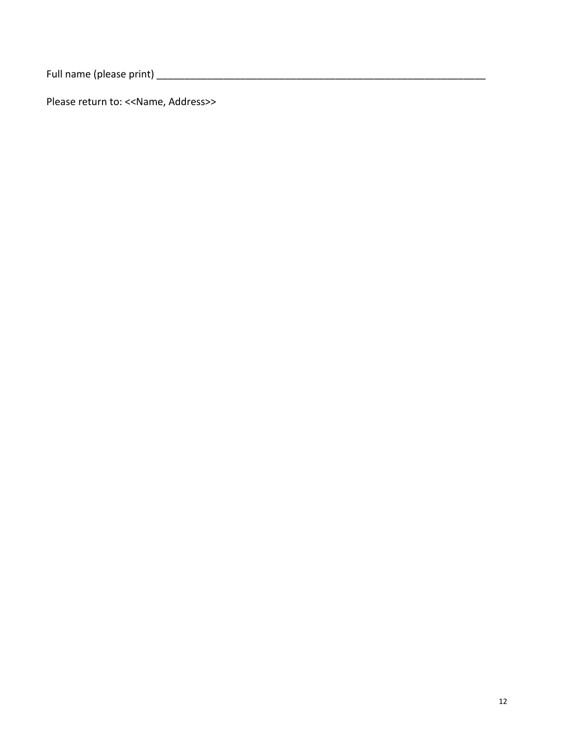Full name (please print) ___________________________________________________________

Please return to: <<Name, Address>>